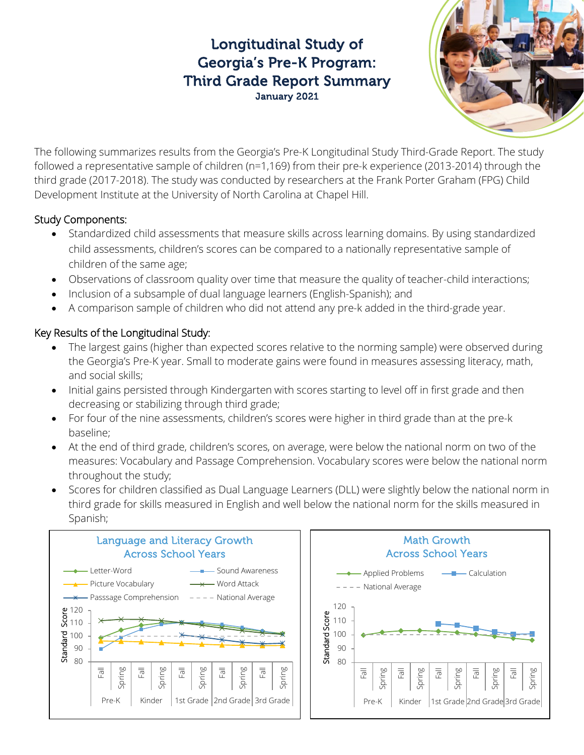# Longitudinal Study of Georgia's Pre-K Program: Third Grade Report Summary

January 2021

The following summarizes results from the Georgia's Pre-K Longitudinal Study Third-Grade Report. The study followed a representative sample of children (n=1,169) from their pre-k experience (2013-2014) through the third grade (2017-2018). The study was conducted by researchers at the Frank Porter Graham (FPG) Child Development Institute at the University of North Carolina at Chapel Hill.

## Study Components:

- Standardized child assessments that measure skills across learning domains. By using standardized child assessments, children's scores can be compared to a nationally representative sample of children of the same age;
- Observations of classroom quality over time that measure the quality of teacher-child interactions;
- Inclusion of a subsample of dual language learners (English-Spanish); and
- A comparison sample of children who did not attend any pre-k added in the third-grade year.

## Key Results of the Longitudinal Study:

- The largest gains (higher than expected scores relative to the norming sample) were observed during the Georgia's Pre-K year. Small to moderate gains were found in measures assessing literacy, math, and social skills;
- Initial gains persisted through Kindergarten with scores starting to level off in first grade and then decreasing or stabilizing through third grade;
- For four of the nine assessments, children's scores were higher in third grade than at the pre-k baseline;
- At the end of third grade, children's scores, on average, were below the national norm on two of the measures: Vocabulary and Passage Comprehension. Vocabulary scores were below the national norm throughout the study;
- Scores for children classified as Dual Language Learners (DLL) were slightly below the national norm in third grade for skills measured in English and well below the national norm for the skills measured in Spanish;

**Language and Literacy Growth Across School Years**

Legend: Letter-Word, Sound Awareness, Picture Vocabulary, Word Attack, Passsage Comprehension, National Average

Y-axis: Standard Score (80–120). X-axis: Fall, Spring for Pre-K, Kinder, 1st Grade, 2nd Grade, 3rd Grade

**Math Growth Across School Years**

Legend: Applied Problems, Calculation, National Average

Y-axis: Standard Score (80–120). X-axis: Fall, Spring for Pre-K, Kinder, 1st Grade, 2nd Grade, 3rd Grade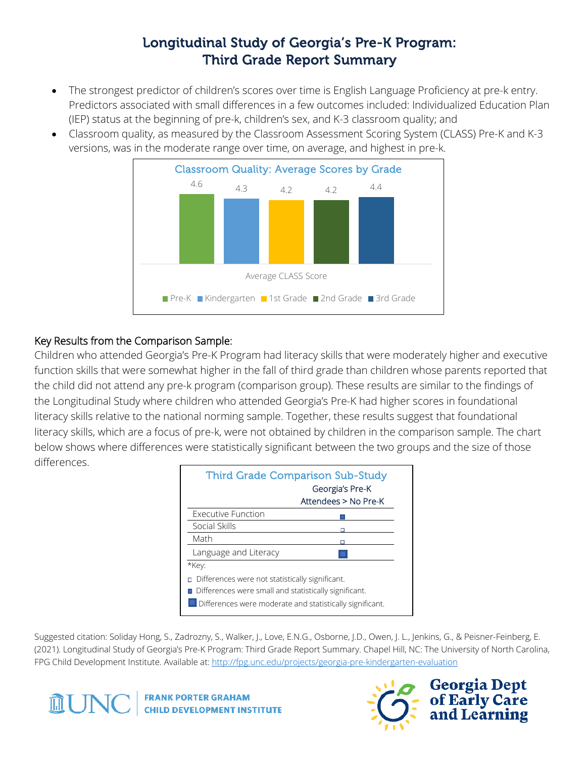# Longitudinal Study of Georgia's Pre-K Program: Third Grade Report Summary

- The strongest predictor of children's scores over time is English Language Proficiency at pre-k entry. Predictors associated with small differences in a few outcomes included: Individualized Education Plan (IEP) status at the beginning of pre-k, children's sex, and K-3 classroom quality; and
- Classroom quality, as measured by the Classroom Assessment Scoring System (CLASS) Pre-K and K-3 versions, was in the moderate range over time, on average, and highest in pre-k.

Classroom Quality: Average Scores by Grade

4.6
4.3
4.2
4.2
4.4

Average CLASS Score

Pre-K
Kindergarten
1st Grade
2nd Grade
3rd Grade

## Key Results from the Comparison Sample:

Children who attended Georgia's Pre-K Program had literacy skills that were moderately higher and executive function skills that were somewhat higher in the fall of third grade than children whose parents reported that the child did not attend any pre-k program (comparison group). These results are similar to the findings of the Longitudinal Study where children who attended Georgia's Pre-K had higher scores in foundational literacy skills relative to the national norming sample. Together, these results suggest that foundational literacy skills, which are a focus of pre-k, were not obtained by children in the comparison sample. The chart below shows where differences were statistically significant between the two groups and the size of those differences.

**Third Grade Comparison Sub-Study**

| | Georgia's Pre-K Attendees > No Pre-K |
|---|---|
| Executive Function | Differences were small and statistically significant |
| Social Skills | Differences were not statistically significant |
| Math | Differences were not statistically significant |
| Language and Literacy | Differences were moderate and statistically significant |

*Key:
- Differences were not statistically significant.
- Differences were small and statistically significant.
- Differences were moderate and statistically significant.

Suggested citation: Soliday Hong, S., Zadrozny, S., Walker, J., Love, E.N.G., Osborne, J.D., Owen, J. L., Jenkins, G., & Peisner-Feinberg, E. (2021). Longitudinal Study of Georgia's Pre-K Program: Third Grade Report Summary. Chapel Hill, NC: The University of North Carolina, FPG Child Development Institute. Available at: http://fpg.unc.edu/projects/georgia-pre-kindergarten-evaluation

UNC FRANK PORTER GRAHAM CHILD DEVELOPMENT INSTITUTE

Georgia Dept of Early Care and Learning